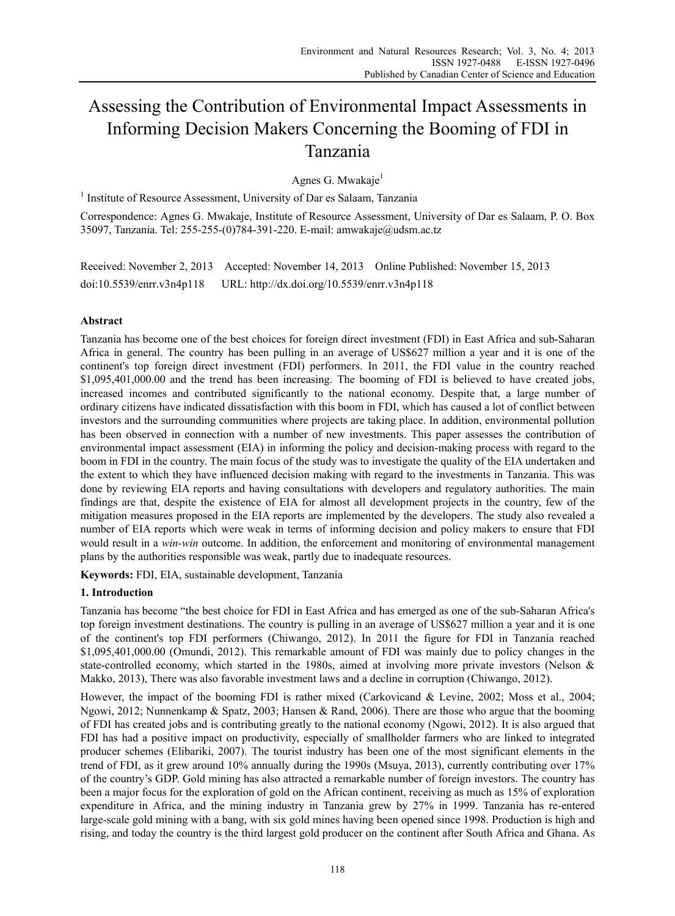# Assessing the Contribution of Environmental Impact Assessments in Informing Decision Makers Concerning the Booming of FDI in Tanzania

Agnes G. Mwakaje[1]

[1] Institute of Resource Assessment, University of Dar es Salaam, Tanzania

Correspondence: Agnes G. Mwakaje, Institute of Resource Assessment, University of Dar es Salaam, P. O. Box 35097, Tanzania. Tel: 255-255-(0)784-391-220. E-mail: amwakaje@udsm.ac.tz

Received: November 2, 2013 Accepted: November 14, 2013 Online Published: November 15, 2013

doi:10.5539/enrr.v3n4p118 URL: http://dx.doi.org/10.5539/enrr.v3n4p118

## Abstract

Tanzania has become one of the best choices for foreign direct investment (FDI) in East Africa and sub-Saharan Africa in general. The country has been pulling in an average of US$627 million a year and it is one of the continent's top foreign direct investment (FDI) performers. In 2011, the FDI value in the country reached $1,095,401,000.00 and the trend has been increasing. The booming of FDI is believed to have created jobs, increased incomes and contributed significantly to the national economy. Despite that, a large number of ordinary citizens have indicated dissatisfaction with this boom in FDI, which has caused a lot of conflict between investors and the surrounding communities where projects are taking place. In addition, environmental pollution has been observed in connection with a number of new investments. This paper assesses the contribution of environmental impact assessment (EIA) in informing the policy and decision-making process with regard to the boom in FDI in the country. The main focus of the study was to investigate the quality of the EIA undertaken and the extent to which they have influenced decision making with regard to the investments in Tanzania. This was done by reviewing EIA reports and having consultations with developers and regulatory authorities. The main findings are that, despite the existence of EIA for almost all development projects in the country, few of the mitigation measures proposed in the EIA reports are implemented by the developers. The study also revealed a number of EIA reports which were weak in terms of informing decision and policy makers to ensure that FDI would result in a *win-win* outcome. In addition, the enforcement and monitoring of environmental management plans by the authorities responsible was weak, partly due to inadequate resources.

**Keywords:** FDI, EIA, sustainable development, Tanzania

## 1. Introduction

Tanzania has become "the best choice for FDI in East Africa and has emerged as one of the sub-Saharan Africa's top foreign investment destinations. The country is pulling in an average of US$627 million a year and it is one of the continent's top FDI performers (Chiwango, 2012). In 2011 the figure for FDI in Tanzania reached $1,095,401,000.00 (Omundi, 2012). This remarkable amount of FDI was mainly due to policy changes in the state-controlled economy, which started in the 1980s, aimed at involving more private investors (Nelson & Makko, 2013), There was also favorable investment laws and a decline in corruption (Chiwango, 2012).

However, the impact of the booming FDI is rather mixed (Carkovicand & Levine, 2002; Moss et al., 2004; Ngowi, 2012; Nunnenkamp & Spatz, 2003; Hansen & Rand, 2006). There are those who argue that the booming of FDI has created jobs and is contributing greatly to the national economy (Ngowi, 2012). It is also argued that FDI has had a positive impact on productivity, especially of smallholder farmers who are linked to integrated producer schemes (Elibariki, 2007). The tourist industry has been one of the most significant elements in the trend of FDI, as it grew around 10% annually during the 1990s (Msuya, 2013), currently contributing over 17% of the country's GDP. Gold mining has also attracted a remarkable number of foreign investors. The country has been a major focus for the exploration of gold on the African continent, receiving as much as 15% of exploration expenditure in Africa, and the mining industry in Tanzania grew by 27% in 1999. Tanzania has re-entered large-scale gold mining with a bang, with six gold mines having been opened since 1998. Production is high and rising, and today the country is the third largest gold producer on the continent after South Africa and Ghana. As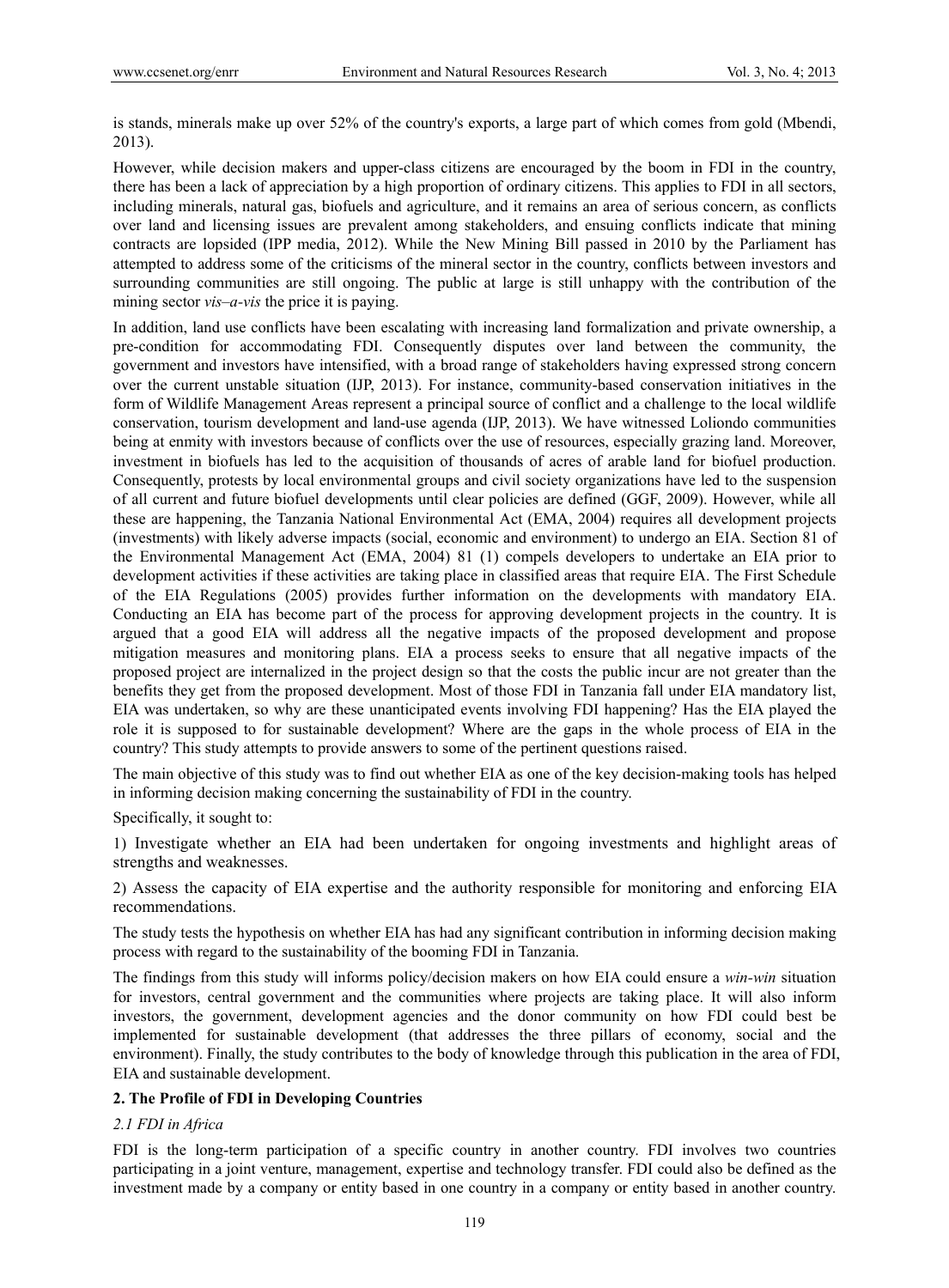is stands, minerals make up over 52% of the country's exports, a large part of which comes from gold (Mbendi, 2013).

However, while decision makers and upper-class citizens are encouraged by the boom in FDI in the country, there has been a lack of appreciation by a high proportion of ordinary citizens. This applies to FDI in all sectors, including minerals, natural gas, biofuels and agriculture, and it remains an area of serious concern, as conflicts over land and licensing issues are prevalent among stakeholders, and ensuing conflicts indicate that mining contracts are lopsided (IPP media, 2012). While the New Mining Bill passed in 2010 by the Parliament has attempted to address some of the criticisms of the mineral sector in the country, conflicts between investors and surrounding communities are still ongoing. The public at large is still unhappy with the contribution of the mining sector *vis–a-vis* the price it is paying.

In addition, land use conflicts have been escalating with increasing land formalization and private ownership, a pre-condition for accommodating FDI. Consequently disputes over land between the community, the government and investors have intensified, with a broad range of stakeholders having expressed strong concern over the current unstable situation (IJP, 2013). For instance, community-based conservation initiatives in the form of Wildlife Management Areas represent a principal source of conflict and a challenge to the local wildlife conservation, tourism development and land-use agenda (IJP, 2013). We have witnessed Loliondo communities being at enmity with investors because of conflicts over the use of resources, especially grazing land. Moreover, investment in biofuels has led to the acquisition of thousands of acres of arable land for biofuel production. Consequently, protests by local environmental groups and civil society organizations have led to the suspension of all current and future biofuel developments until clear policies are defined (GGF, 2009). However, while all these are happening, the Tanzania National Environmental Act (EMA, 2004) requires all development projects (investments) with likely adverse impacts (social, economic and environment) to undergo an EIA. Section 81 of the Environmental Management Act (EMA, 2004) 81 (1) compels developers to undertake an EIA prior to development activities if these activities are taking place in classified areas that require EIA. The First Schedule of the EIA Regulations (2005) provides further information on the developments with mandatory EIA. Conducting an EIA has become part of the process for approving development projects in the country. It is argued that a good EIA will address all the negative impacts of the proposed development and propose mitigation measures and monitoring plans. EIA a process seeks to ensure that all negative impacts of the proposed project are internalized in the project design so that the costs the public incur are not greater than the benefits they get from the proposed development. Most of those FDI in Tanzania fall under EIA mandatory list, EIA was undertaken, so why are these unanticipated events involving FDI happening? Has the EIA played the role it is supposed to for sustainable development? Where are the gaps in the whole process of EIA in the country? This study attempts to provide answers to some of the pertinent questions raised.

The main objective of this study was to find out whether EIA as one of the key decision-making tools has helped in informing decision making concerning the sustainability of FDI in the country.

Specifically, it sought to:

1) Investigate whether an EIA had been undertaken for ongoing investments and highlight areas of strengths and weaknesses.

2) Assess the capacity of EIA expertise and the authority responsible for monitoring and enforcing EIA recommendations.

The study tests the hypothesis on whether EIA has had any significant contribution in informing decision making process with regard to the sustainability of the booming FDI in Tanzania.

The findings from this study will informs policy/decision makers on how EIA could ensure a *win-win* situation for investors, central government and the communities where projects are taking place. It will also inform investors, the government, development agencies and the donor community on how FDI could best be implemented for sustainable development (that addresses the three pillars of economy, social and the environment). Finally, the study contributes to the body of knowledge through this publication in the area of FDI, EIA and sustainable development.

## 2. The Profile of FDI in Developing Countries

### *2.1 FDI in Africa*

FDI is the long-term participation of a specific country in another country. FDI involves two countries participating in a joint venture, management, expertise and technology transfer. FDI could also be defined as the investment made by a company or entity based in one country in a company or entity based in another country.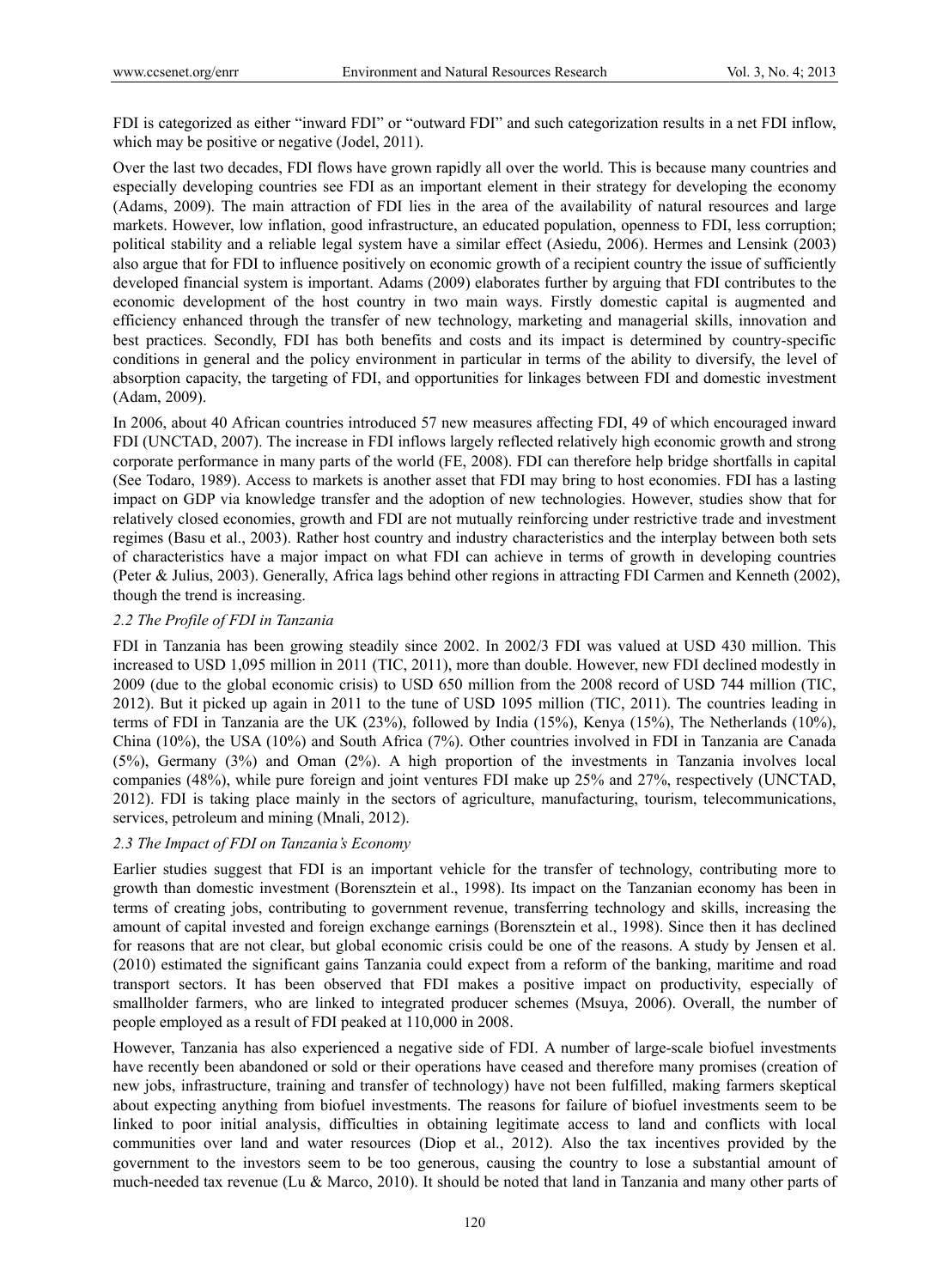FDI is categorized as either "inward FDI" or "outward FDI" and such categorization results in a net FDI inflow, which may be positive or negative (Jodel, 2011).

Over the last two decades, FDI flows have grown rapidly all over the world. This is because many countries and especially developing countries see FDI as an important element in their strategy for developing the economy (Adams, 2009). The main attraction of FDI lies in the area of the availability of natural resources and large markets. However, low inflation, good infrastructure, an educated population, openness to FDI, less corruption; political stability and a reliable legal system have a similar effect (Asiedu, 2006). Hermes and Lensink (2003) also argue that for FDI to influence positively on economic growth of a recipient country the issue of sufficiently developed financial system is important. Adams (2009) elaborates further by arguing that FDI contributes to the economic development of the host country in two main ways. Firstly domestic capital is augmented and efficiency enhanced through the transfer of new technology, marketing and managerial skills, innovation and best practices. Secondly, FDI has both benefits and costs and its impact is determined by country-specific conditions in general and the policy environment in particular in terms of the ability to diversify, the level of absorption capacity, the targeting of FDI, and opportunities for linkages between FDI and domestic investment (Adam, 2009).

In 2006, about 40 African countries introduced 57 new measures affecting FDI, 49 of which encouraged inward FDI (UNCTAD, 2007). The increase in FDI inflows largely reflected relatively high economic growth and strong corporate performance in many parts of the world (FE, 2008). FDI can therefore help bridge shortfalls in capital (See Todaro, 1989). Access to markets is another asset that FDI may bring to host economies. FDI has a lasting impact on GDP via knowledge transfer and the adoption of new technologies. However, studies show that for relatively closed economies, growth and FDI are not mutually reinforcing under restrictive trade and investment regimes (Basu et al., 2003). Rather host country and industry characteristics and the interplay between both sets of characteristics have a major impact on what FDI can achieve in terms of growth in developing countries (Peter & Julius, 2003). Generally, Africa lags behind other regions in attracting FDI Carmen and Kenneth (2002), though the trend is increasing.

### *2.2 The Profile of FDI in Tanzania*

FDI in Tanzania has been growing steadily since 2002. In 2002/3 FDI was valued at USD 430 million. This increased to USD 1,095 million in 2011 (TIC, 2011), more than double. However, new FDI declined modestly in 2009 (due to the global economic crisis) to USD 650 million from the 2008 record of USD 744 million (TIC, 2012). But it picked up again in 2011 to the tune of USD 1095 million (TIC, 2011). The countries leading in terms of FDI in Tanzania are the UK (23%), followed by India (15%), Kenya (15%), The Netherlands (10%), China (10%), the USA (10%) and South Africa (7%). Other countries involved in FDI in Tanzania are Canada (5%), Germany (3%) and Oman (2%). A high proportion of the investments in Tanzania involves local companies (48%), while pure foreign and joint ventures FDI make up 25% and 27%, respectively (UNCTAD, 2012). FDI is taking place mainly in the sectors of agriculture, manufacturing, tourism, telecommunications, services, petroleum and mining (Mnali, 2012).

### *2.3 The Impact of FDI on Tanzania's Economy*

Earlier studies suggest that FDI is an important vehicle for the transfer of technology, contributing more to growth than domestic investment (Borensztein et al., 1998). Its impact on the Tanzanian economy has been in terms of creating jobs, contributing to government revenue, transferring technology and skills, increasing the amount of capital invested and foreign exchange earnings (Borensztein et al., 1998). Since then it has declined for reasons that are not clear, but global economic crisis could be one of the reasons. A study by Jensen et al. (2010) estimated the significant gains Tanzania could expect from a reform of the banking, maritime and road transport sectors. It has been observed that FDI makes a positive impact on productivity, especially of smallholder farmers, who are linked to integrated producer schemes (Msuya, 2006). Overall, the number of people employed as a result of FDI peaked at 110,000 in 2008.

However, Tanzania has also experienced a negative side of FDI. A number of large-scale biofuel investments have recently been abandoned or sold or their operations have ceased and therefore many promises (creation of new jobs, infrastructure, training and transfer of technology) have not been fulfilled, making farmers skeptical about expecting anything from biofuel investments. The reasons for failure of biofuel investments seem to be linked to poor initial analysis, difficulties in obtaining legitimate access to land and conflicts with local communities over land and water resources (Diop et al., 2012). Also the tax incentives provided by the government to the investors seem to be too generous, causing the country to lose a substantial amount of much-needed tax revenue (Lu & Marco, 2010). It should be noted that land in Tanzania and many other parts of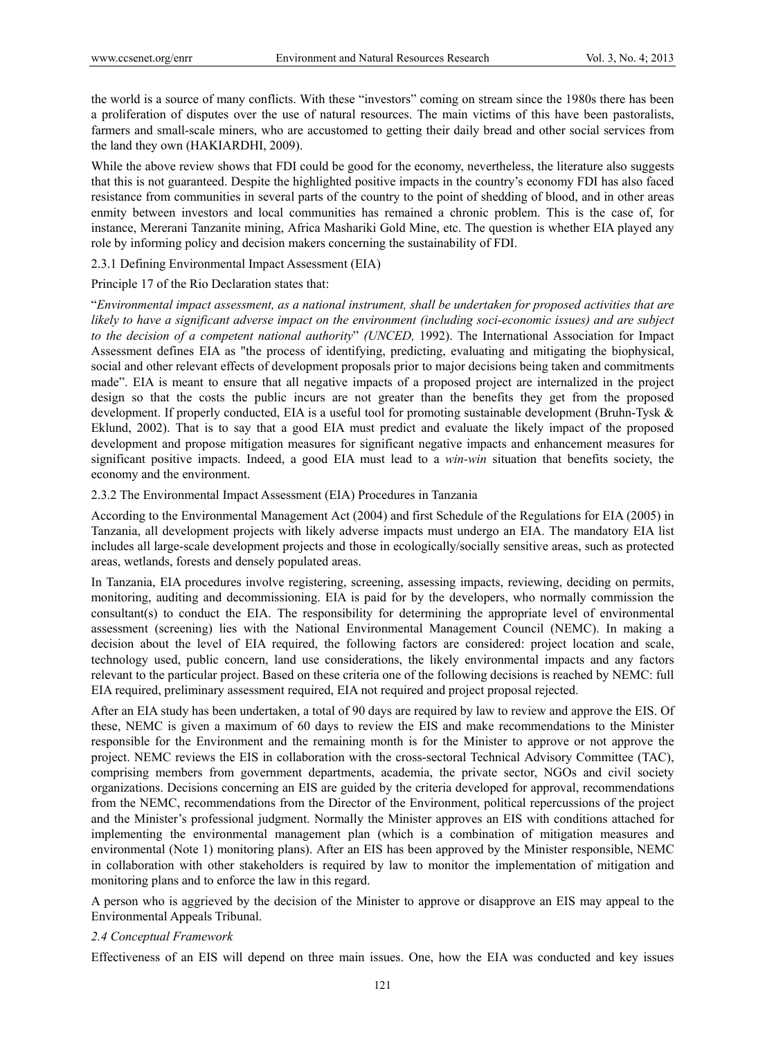the world is a source of many conflicts. With these "investors" coming on stream since the 1980s there has been a proliferation of disputes over the use of natural resources. The main victims of this have been pastoralists, farmers and small-scale miners, who are accustomed to getting their daily bread and other social services from the land they own (HAKIARDHI, 2009).

While the above review shows that FDI could be good for the economy, nevertheless, the literature also suggests that this is not guaranteed. Despite the highlighted positive impacts in the country's economy FDI has also faced resistance from communities in several parts of the country to the point of shedding of blood, and in other areas enmity between investors and local communities has remained a chronic problem. This is the case of, for instance, Mererani Tanzanite mining, Africa Mashariki Gold Mine, etc. The question is whether EIA played any role by informing policy and decision makers concerning the sustainability of FDI.

#### 2.3.1 Defining Environmental Impact Assessment (EIA)

Principle 17 of the Rio Declaration states that:

"*Environmental impact assessment, as a national instrument, shall be undertaken for proposed activities that are likely to have a significant adverse impact on the environment (including soci-economic issues) and are subject to the decision of a competent national authority*" *(UNCED,* 1992). The International Association for Impact Assessment defines EIA as "the process of identifying, predicting, evaluating and mitigating the biophysical, social and other relevant effects of development proposals prior to major decisions being taken and commitments made". EIA is meant to ensure that all negative impacts of a proposed project are internalized in the project design so that the costs the public incurs are not greater than the benefits they get from the proposed development. If properly conducted, EIA is a useful tool for promoting sustainable development (Bruhn-Tysk & Eklund, 2002). That is to say that a good EIA must predict and evaluate the likely impact of the proposed development and propose mitigation measures for significant negative impacts and enhancement measures for significant positive impacts. Indeed, a good EIA must lead to a *win-win* situation that benefits society, the economy and the environment.

#### 2.3.2 The Environmental Impact Assessment (EIA) Procedures in Tanzania

According to the Environmental Management Act (2004) and first Schedule of the Regulations for EIA (2005) in Tanzania, all development projects with likely adverse impacts must undergo an EIA. The mandatory EIA list includes all large-scale development projects and those in ecologically/socially sensitive areas, such as protected areas, wetlands, forests and densely populated areas.

In Tanzania, EIA procedures involve registering, screening, assessing impacts, reviewing, deciding on permits, monitoring, auditing and decommissioning. EIA is paid for by the developers, who normally commission the consultant(s) to conduct the EIA. The responsibility for determining the appropriate level of environmental assessment (screening) lies with the National Environmental Management Council (NEMC). In making a decision about the level of EIA required, the following factors are considered: project location and scale, technology used, public concern, land use considerations, the likely environmental impacts and any factors relevant to the particular project. Based on these criteria one of the following decisions is reached by NEMC: full EIA required, preliminary assessment required, EIA not required and project proposal rejected.

After an EIA study has been undertaken, a total of 90 days are required by law to review and approve the EIS. Of these, NEMC is given a maximum of 60 days to review the EIS and make recommendations to the Minister responsible for the Environment and the remaining month is for the Minister to approve or not approve the project. NEMC reviews the EIS in collaboration with the cross-sectoral Technical Advisory Committee (TAC), comprising members from government departments, academia, the private sector, NGOs and civil society organizations. Decisions concerning an EIS are guided by the criteria developed for approval, recommendations from the NEMC, recommendations from the Director of the Environment, political repercussions of the project and the Minister's professional judgment. Normally the Minister approves an EIS with conditions attached for implementing the environmental management plan (which is a combination of mitigation measures and environmental (Note 1) monitoring plans). After an EIS has been approved by the Minister responsible, NEMC in collaboration with other stakeholders is required by law to monitor the implementation of mitigation and monitoring plans and to enforce the law in this regard.

A person who is aggrieved by the decision of the Minister to approve or disapprove an EIS may appeal to the Environmental Appeals Tribunal.

### *2.4 Conceptual Framework*

Effectiveness of an EIS will depend on three main issues. One, how the EIA was conducted and key issues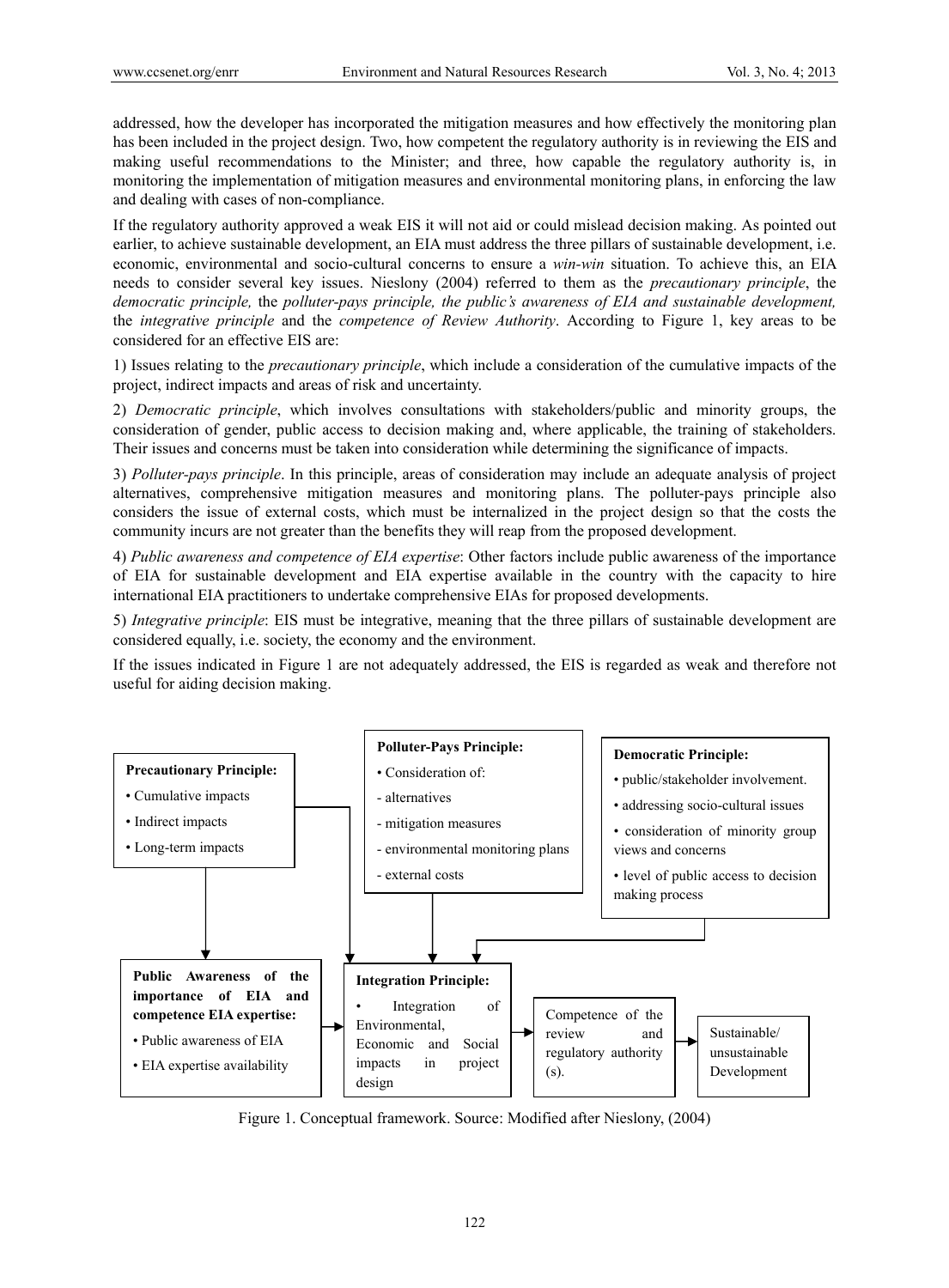addressed, how the developer has incorporated the mitigation measures and how effectively the monitoring plan has been included in the project design. Two, how competent the regulatory authority is in reviewing the EIS and making useful recommendations to the Minister; and three, how capable the regulatory authority is, in monitoring the implementation of mitigation measures and environmental monitoring plans, in enforcing the law and dealing with cases of non-compliance.

If the regulatory authority approved a weak EIS it will not aid or could mislead decision making. As pointed out earlier, to achieve sustainable development, an EIA must address the three pillars of sustainable development, i.e. economic, environmental and socio-cultural concerns to ensure a *win-win* situation. To achieve this, an EIA needs to consider several key issues. Nieslony (2004) referred to them as the *precautionary principle*, the *democratic principle,* the *polluter-pays principle, the public's awareness of EIA and sustainable development,* the *integrative principle* and the *competence of Review Authority*. According to Figure 1, key areas to be considered for an effective EIS are:

1) Issues relating to the *precautionary principle*, which include a consideration of the cumulative impacts of the project, indirect impacts and areas of risk and uncertainty.

2) *Democratic principle*, which involves consultations with stakeholders/public and minority groups, the consideration of gender, public access to decision making and, where applicable, the training of stakeholders. Their issues and concerns must be taken into consideration while determining the significance of impacts.

3) *Polluter-pays principle*. In this principle, areas of consideration may include an adequate analysis of project alternatives, comprehensive mitigation measures and monitoring plans. The polluter-pays principle also considers the issue of external costs, which must be internalized in the project design so that the costs the community incurs are not greater than the benefits they will reap from the proposed development.

4) *Public awareness and competence of EIA expertise*: Other factors include public awareness of the importance of EIA for sustainable development and EIA expertise available in the country with the capacity to hire international EIA practitioners to undertake comprehensive EIAs for proposed developments.

5) *Integrative principle*: EIS must be integrative, meaning that the three pillars of sustainable development are considered equally, i.e. society, the economy and the environment.

If the issues indicated in Figure 1 are not adequately addressed, the EIS is regarded as weak and therefore not useful for aiding decision making.

**Precautionary Principle:**
- Cumulative impacts
- Indirect impacts
- Long-term impacts

**Polluter-Pays Principle:**
- Consideration of:
  - alternatives
  - mitigation measures
  - environmental monitoring plans
  - external costs

**Democratic Principle:**
- public/stakeholder involvement.
- addressing socio-cultural issues
- consideration of minority group views and concerns
- level of public access to decision making process

**Public Awareness of the importance of EIA and competence EIA expertise:**
- Public awareness of EIA
- EIA expertise availability

**Integration Principle:**
- Integration of Environmental, Economic and Social impacts in project design

Competence of the review and regulatory authority (s).

Sustainable/ unsustainable Development

Figure 1. Conceptual framework. Source: Modified after Nieslony, (2004)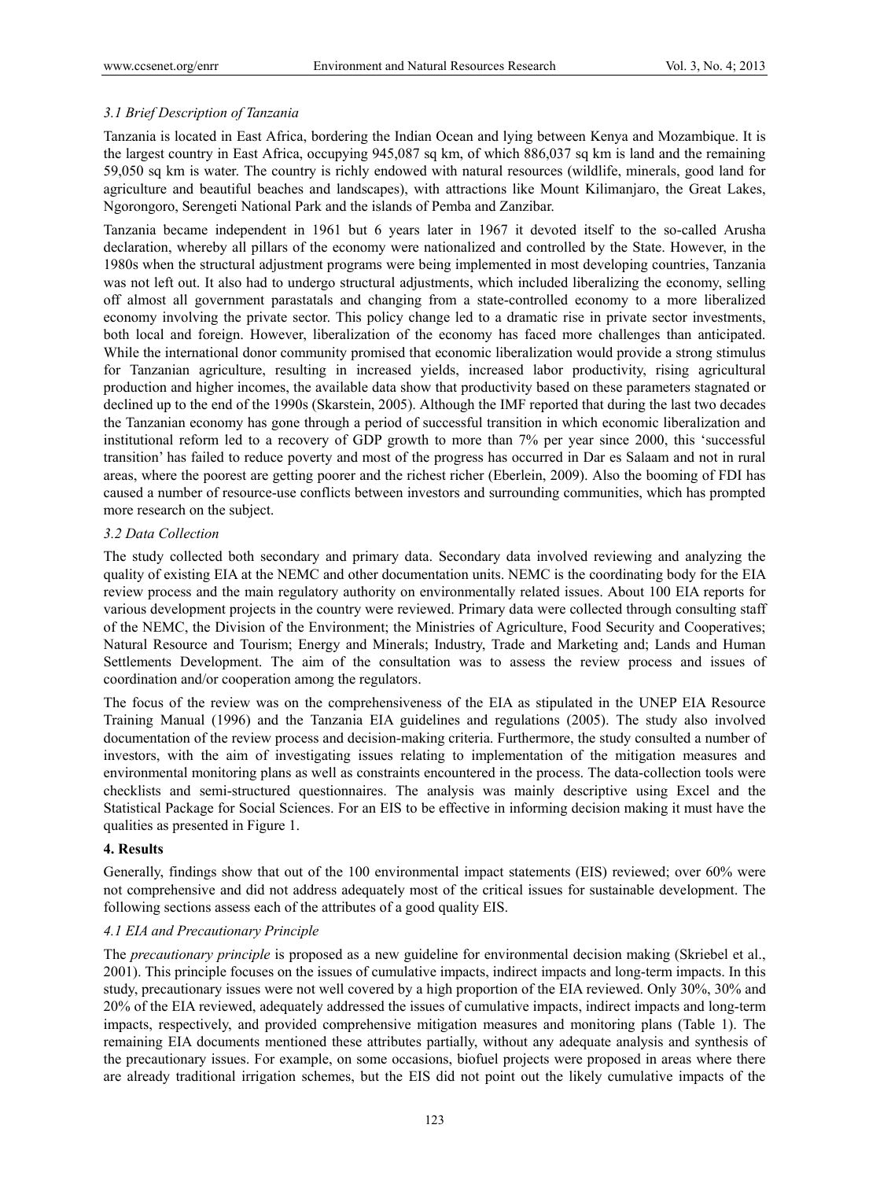### *3.1 Brief Description of Tanzania*

Tanzania is located in East Africa, bordering the Indian Ocean and lying between Kenya and Mozambique. It is the largest country in East Africa, occupying 945,087 sq km, of which 886,037 sq km is land and the remaining 59,050 sq km is water. The country is richly endowed with natural resources (wildlife, minerals, good land for agriculture and beautiful beaches and landscapes), with attractions like Mount Kilimanjaro, the Great Lakes, Ngorongoro, Serengeti National Park and the islands of Pemba and Zanzibar.

Tanzania became independent in 1961 but 6 years later in 1967 it devoted itself to the so-called Arusha declaration, whereby all pillars of the economy were nationalized and controlled by the State. However, in the 1980s when the structural adjustment programs were being implemented in most developing countries, Tanzania was not left out. It also had to undergo structural adjustments, which included liberalizing the economy, selling off almost all government parastatals and changing from a state-controlled economy to a more liberalized economy involving the private sector. This policy change led to a dramatic rise in private sector investments, both local and foreign. However, liberalization of the economy has faced more challenges than anticipated. While the international donor community promised that economic liberalization would provide a strong stimulus for Tanzanian agriculture, resulting in increased yields, increased labor productivity, rising agricultural production and higher incomes, the available data show that productivity based on these parameters stagnated or declined up to the end of the 1990s (Skarstein, 2005). Although the IMF reported that during the last two decades the Tanzanian economy has gone through a period of successful transition in which economic liberalization and institutional reform led to a recovery of GDP growth to more than 7% per year since 2000, this 'successful transition' has failed to reduce poverty and most of the progress has occurred in Dar es Salaam and not in rural areas, where the poorest are getting poorer and the richest richer (Eberlein, 2009). Also the booming of FDI has caused a number of resource-use conflicts between investors and surrounding communities, which has prompted more research on the subject.

### *3.2 Data Collection*

The study collected both secondary and primary data. Secondary data involved reviewing and analyzing the quality of existing EIA at the NEMC and other documentation units. NEMC is the coordinating body for the EIA review process and the main regulatory authority on environmentally related issues. About 100 EIA reports for various development projects in the country were reviewed. Primary data were collected through consulting staff of the NEMC, the Division of the Environment; the Ministries of Agriculture, Food Security and Cooperatives; Natural Resource and Tourism; Energy and Minerals; Industry, Trade and Marketing and; Lands and Human Settlements Development. The aim of the consultation was to assess the review process and issues of coordination and/or cooperation among the regulators.

The focus of the review was on the comprehensiveness of the EIA as stipulated in the UNEP EIA Resource Training Manual (1996) and the Tanzania EIA guidelines and regulations (2005). The study also involved documentation of the review process and decision-making criteria. Furthermore, the study consulted a number of investors, with the aim of investigating issues relating to implementation of the mitigation measures and environmental monitoring plans as well as constraints encountered in the process. The data-collection tools were checklists and semi-structured questionnaires. The analysis was mainly descriptive using Excel and the Statistical Package for Social Sciences. For an EIS to be effective in informing decision making it must have the qualities as presented in Figure 1.

## 4. Results

Generally, findings show that out of the 100 environmental impact statements (EIS) reviewed; over 60% were not comprehensive and did not address adequately most of the critical issues for sustainable development. The following sections assess each of the attributes of a good quality EIS.

### *4.1 EIA and Precautionary Principle*

The *precautionary principle* is proposed as a new guideline for environmental decision making (Skriebel et al., 2001). This principle focuses on the issues of cumulative impacts, indirect impacts and long-term impacts. In this study, precautionary issues were not well covered by a high proportion of the EIA reviewed. Only 30%, 30% and 20% of the EIA reviewed, adequately addressed the issues of cumulative impacts, indirect impacts and long-term impacts, respectively, and provided comprehensive mitigation measures and monitoring plans (Table 1). The remaining EIA documents mentioned these attributes partially, without any adequate analysis and synthesis of the precautionary issues. For example, on some occasions, biofuel projects were proposed in areas where there are already traditional irrigation schemes, but the EIS did not point out the likely cumulative impacts of the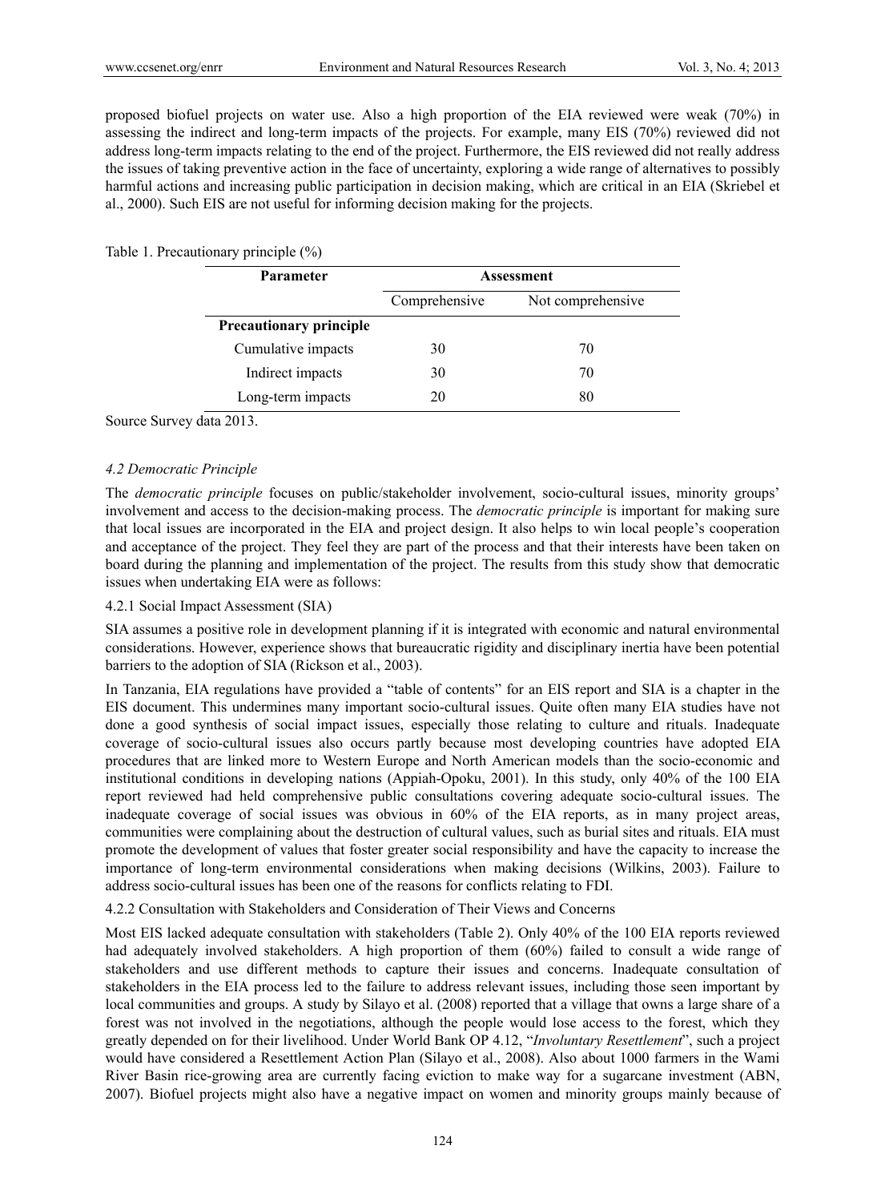proposed biofuel projects on water use. Also a high proportion of the EIA reviewed were weak (70%) in assessing the indirect and long-term impacts of the projects. For example, many EIS (70%) reviewed did not address long-term impacts relating to the end of the project. Furthermore, the EIS reviewed did not really address the issues of taking preventive action in the face of uncertainty, exploring a wide range of alternatives to possibly harmful actions and increasing public participation in decision making, which are critical in an EIA (Skriebel et al., 2000). Such EIS are not useful for informing decision making for the projects.

Table 1. Precautionary principle (%)

| Parameter | Assessment | |
|---|---|---|
| | Comprehensive | Not comprehensive |
| **Precautionary principle** | | |
| Cumulative impacts | 30 | 70 |
| Indirect impacts | 30 | 70 |
| Long-term impacts | 20 | 80 |

Source Survey data 2013.

### *4.2 Democratic Principle*

The *democratic principle* focuses on public/stakeholder involvement, socio-cultural issues, minority groups' involvement and access to the decision-making process. The *democratic principle* is important for making sure that local issues are incorporated in the EIA and project design. It also helps to win local people's cooperation and acceptance of the project. They feel they are part of the process and that their interests have been taken on board during the planning and implementation of the project. The results from this study show that democratic issues when undertaking EIA were as follows:

#### 4.2.1 Social Impact Assessment (SIA)

SIA assumes a positive role in development planning if it is integrated with economic and natural environmental considerations. However, experience shows that bureaucratic rigidity and disciplinary inertia have been potential barriers to the adoption of SIA (Rickson et al., 2003).

In Tanzania, EIA regulations have provided a "table of contents" for an EIS report and SIA is a chapter in the EIS document. This undermines many important socio-cultural issues. Quite often many EIA studies have not done a good synthesis of social impact issues, especially those relating to culture and rituals. Inadequate coverage of socio-cultural issues also occurs partly because most developing countries have adopted EIA procedures that are linked more to Western Europe and North American models than the socio-economic and institutional conditions in developing nations (Appiah-Opoku, 2001). In this study, only 40% of the 100 EIA report reviewed had held comprehensive public consultations covering adequate socio-cultural issues. The inadequate coverage of social issues was obvious in 60% of the EIA reports, as in many project areas, communities were complaining about the destruction of cultural values, such as burial sites and rituals. EIA must promote the development of values that foster greater social responsibility and have the capacity to increase the importance of long-term environmental considerations when making decisions (Wilkins, 2003). Failure to address socio-cultural issues has been one of the reasons for conflicts relating to FDI.

#### 4.2.2 Consultation with Stakeholders and Consideration of Their Views and Concerns

Most EIS lacked adequate consultation with stakeholders (Table 2). Only 40% of the 100 EIA reports reviewed had adequately involved stakeholders. A high proportion of them (60%) failed to consult a wide range of stakeholders and use different methods to capture their issues and concerns. Inadequate consultation of stakeholders in the EIA process led to the failure to address relevant issues, including those seen important by local communities and groups. A study by Silayo et al. (2008) reported that a village that owns a large share of a forest was not involved in the negotiations, although the people would lose access to the forest, which they greatly depended on for their livelihood. Under World Bank OP 4.12, "*Involuntary Resettlement*", such a project would have considered a Resettlement Action Plan (Silayo et al., 2008). Also about 1000 farmers in the Wami River Basin rice-growing area are currently facing eviction to make way for a sugarcane investment (ABN, 2007). Biofuel projects might also have a negative impact on women and minority groups mainly because of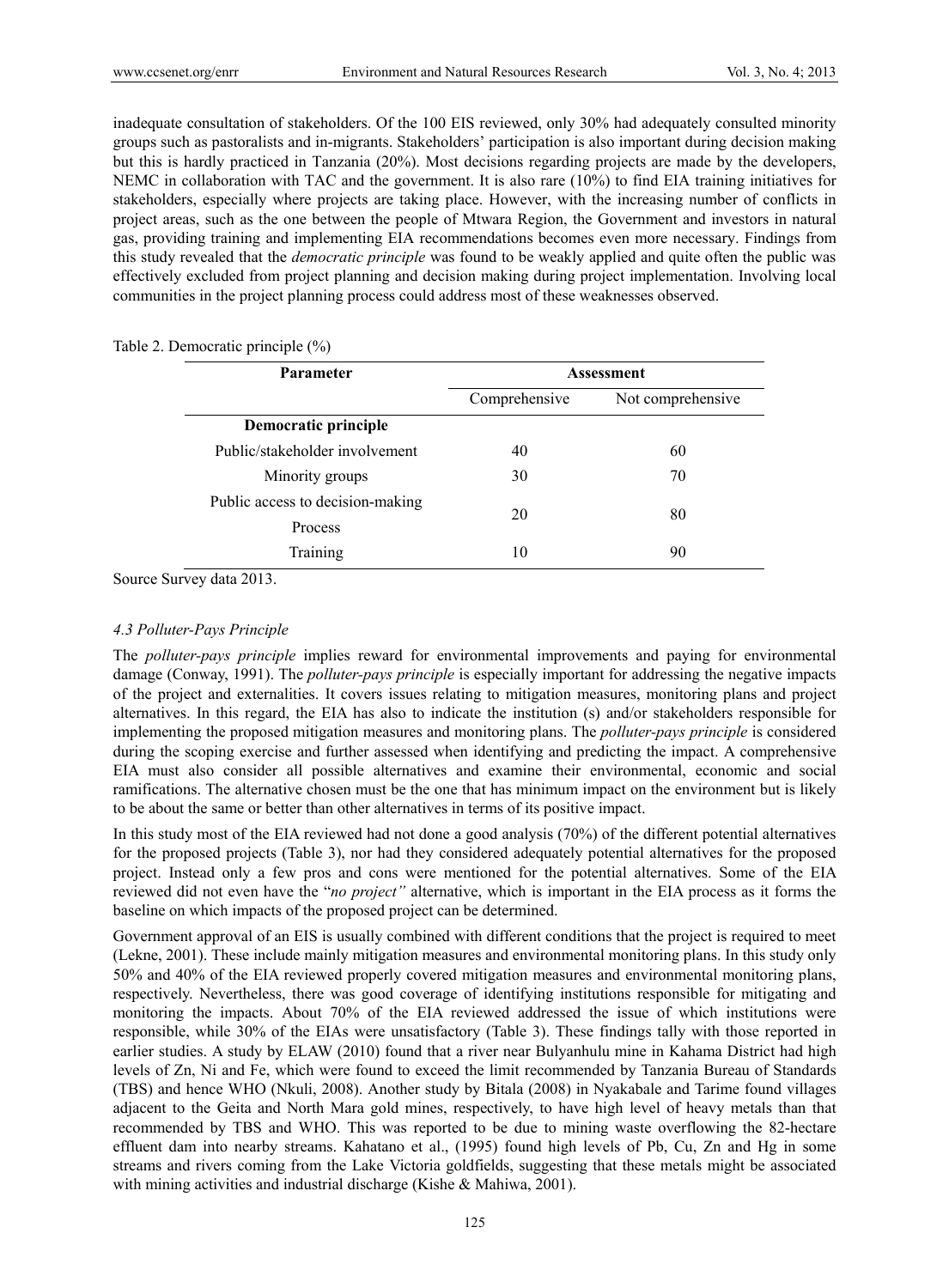inadequate consultation of stakeholders. Of the 100 EIS reviewed, only 30% had adequately consulted minority groups such as pastoralists and in-migrants. Stakeholders' participation is also important during decision making but this is hardly practiced in Tanzania (20%). Most decisions regarding projects are made by the developers, NEMC in collaboration with TAC and the government. It is also rare (10%) to find EIA training initiatives for stakeholders, especially where projects are taking place. However, with the increasing number of conflicts in project areas, such as the one between the people of Mtwara Region, the Government and investors in natural gas, providing training and implementing EIA recommendations becomes even more necessary. Findings from this study revealed that the *democratic principle* was found to be weakly applied and quite often the public was effectively excluded from project planning and decision making during project implementation. Involving local communities in the project planning process could address most of these weaknesses observed.

Table 2. Democratic principle (%)

| Parameter | Assessment | |
|---|---|---|
| | Comprehensive | Not comprehensive |
| **Democratic principle** | | |
| Public/stakeholder involvement | 40 | 60 |
| Minority groups | 30 | 70 |
| Public access to decision-making Process | 20 | 80 |
| Training | 10 | 90 |

Source Survey data 2013.

### *4.3 Polluter-Pays Principle*

The *polluter-pays principle* implies reward for environmental improvements and paying for environmental damage (Conway, 1991). The *polluter-pays principle* is especially important for addressing the negative impacts of the project and externalities. It covers issues relating to mitigation measures, monitoring plans and project alternatives. In this regard, the EIA has also to indicate the institution (s) and/or stakeholders responsible for implementing the proposed mitigation measures and monitoring plans. The *polluter-pays principle* is considered during the scoping exercise and further assessed when identifying and predicting the impact. A comprehensive EIA must also consider all possible alternatives and examine their environmental, economic and social ramifications. The alternative chosen must be the one that has minimum impact on the environment but is likely to be about the same or better than other alternatives in terms of its positive impact.

In this study most of the EIA reviewed had not done a good analysis (70%) of the different potential alternatives for the proposed projects (Table 3), nor had they considered adequately potential alternatives for the proposed project. Instead only a few pros and cons were mentioned for the potential alternatives. Some of the EIA reviewed did not even have the "*no project"* alternative, which is important in the EIA process as it forms the baseline on which impacts of the proposed project can be determined.

Government approval of an EIS is usually combined with different conditions that the project is required to meet (Lekne, 2001). These include mainly mitigation measures and environmental monitoring plans. In this study only 50% and 40% of the EIA reviewed properly covered mitigation measures and environmental monitoring plans, respectively. Nevertheless, there was good coverage of identifying institutions responsible for mitigating and monitoring the impacts. About 70% of the EIA reviewed addressed the issue of which institutions were responsible, while 30% of the EIAs were unsatisfactory (Table 3). These findings tally with those reported in earlier studies. A study by ELAW (2010) found that a river near Bulyanhulu mine in Kahama District had high levels of Zn, Ni and Fe, which were found to exceed the limit recommended by Tanzania Bureau of Standards (TBS) and hence WHO (Nkuli, 2008). Another study by Bitala (2008) in Nyakabale and Tarime found villages adjacent to the Geita and North Mara gold mines, respectively, to have high level of heavy metals than that recommended by TBS and WHO. This was reported to be due to mining waste overflowing the 82-hectare effluent dam into nearby streams. Kahatano et al., (1995) found high levels of Pb, Cu, Zn and Hg in some streams and rivers coming from the Lake Victoria goldfields, suggesting that these metals might be associated with mining activities and industrial discharge (Kishe & Mahiwa, 2001).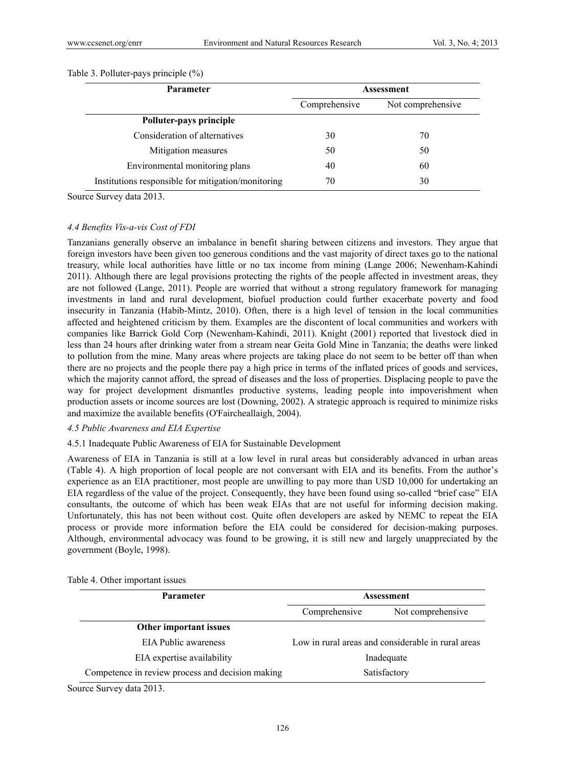Table 3. Polluter-pays principle (%)

| Parameter | Assessment | |
|---|---|---|
| | Comprehensive | Not comprehensive |
| **Polluter-pays principle** | | |
| Consideration of alternatives | 30 | 70 |
| Mitigation measures | 50 | 50 |
| Environmental monitoring plans | 40 | 60 |
| Institutions responsible for mitigation/monitoring | 70 | 30 |

Source Survey data 2013.

### *4.4 Benefits Vis-a-vis Cost of FDI*

Tanzanians generally observe an imbalance in benefit sharing between citizens and investors. They argue that foreign investors have been given too generous conditions and the vast majority of direct taxes go to the national treasury, while local authorities have little or no tax income from mining (Lange 2006; Newenham-Kahindi 2011). Although there are legal provisions protecting the rights of the people affected in investment areas, they are not followed (Lange, 2011). People are worried that without a strong regulatory framework for managing investments in land and rural development, biofuel production could further exacerbate poverty and food insecurity in Tanzania (Habib-Mintz, 2010). Often, there is a high level of tension in the local communities affected and heightened criticism by them. Examples are the discontent of local communities and workers with companies like Barrick Gold Corp (Newenham-Kahindi, 2011). Knight (2001) reported that livestock died in less than 24 hours after drinking water from a stream near Geita Gold Mine in Tanzania; the deaths were linked to pollution from the mine. Many areas where projects are taking place do not seem to be better off than when there are no projects and the people there pay a high price in terms of the inflated prices of goods and services, which the majority cannot afford, the spread of diseases and the loss of properties. Displacing people to pave the way for project development dismantles productive systems, leading people into impoverishment when production assets or income sources are lost (Downing, 2002). A strategic approach is required to minimize risks and maximize the available benefits (O'Faircheallaigh, 2004).

### *4.5 Public Awareness and EIA Expertise*

#### 4.5.1 Inadequate Public Awareness of EIA for Sustainable Development

Awareness of EIA in Tanzania is still at a low level in rural areas but considerably advanced in urban areas (Table 4). A high proportion of local people are not conversant with EIA and its benefits. From the author's experience as an EIA practitioner, most people are unwilling to pay more than USD 10,000 for undertaking an EIA regardless of the value of the project. Consequently, they have been found using so-called "brief case" EIA consultants, the outcome of which has been weak EIAs that are not useful for informing decision making. Unfortunately, this has not been without cost. Quite often developers are asked by NEMC to repeat the EIA process or provide more information before the EIA could be considered for decision-making purposes. Although, environmental advocacy was found to be growing, it is still new and largely unappreciated by the government (Boyle, 1998).

Table 4. Other important issues

| Parameter | Assessment | |
|---|---|---|
| | Comprehensive | Not comprehensive |
| **Other important issues** | | |
| EIA Public awareness | Low in rural areas and considerable in rural areas | |
| EIA expertise availability | Inadequate | |
| Competence in review process and decision making | Satisfactory | |

Source Survey data 2013.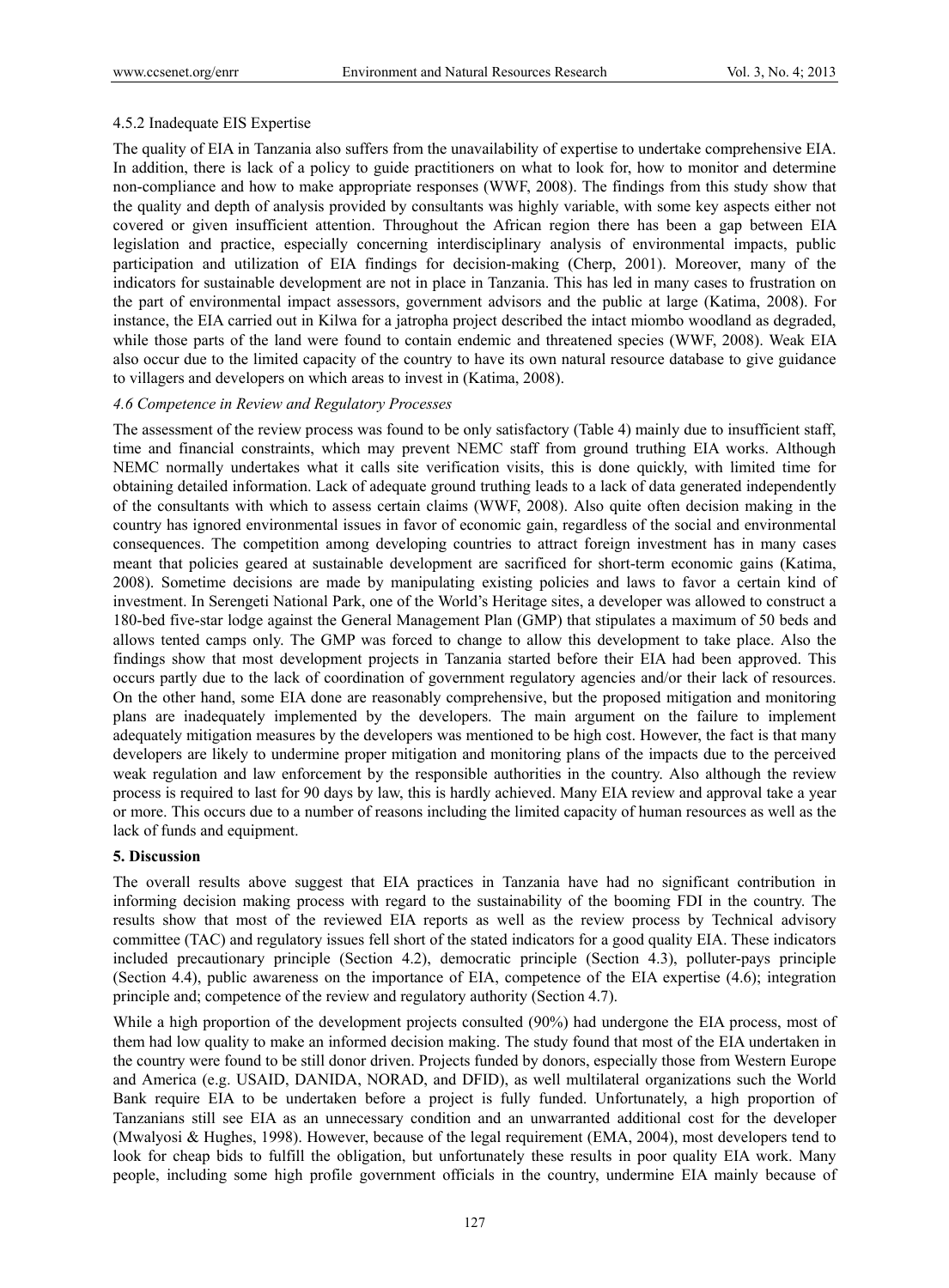#### 4.5.2 Inadequate EIS Expertise

The quality of EIA in Tanzania also suffers from the unavailability of expertise to undertake comprehensive EIA. In addition, there is lack of a policy to guide practitioners on what to look for, how to monitor and determine non-compliance and how to make appropriate responses (WWF, 2008). The findings from this study show that the quality and depth of analysis provided by consultants was highly variable, with some key aspects either not covered or given insufficient attention. Throughout the African region there has been a gap between EIA legislation and practice, especially concerning interdisciplinary analysis of environmental impacts, public participation and utilization of EIA findings for decision-making (Cherp, 2001). Moreover, many of the indicators for sustainable development are not in place in Tanzania. This has led in many cases to frustration on the part of environmental impact assessors, government advisors and the public at large (Katima, 2008). For instance, the EIA carried out in Kilwa for a jatropha project described the intact miombo woodland as degraded, while those parts of the land were found to contain endemic and threatened species (WWF, 2008). Weak EIA also occur due to the limited capacity of the country to have its own natural resource database to give guidance to villagers and developers on which areas to invest in (Katima, 2008).

### *4.6 Competence in Review and Regulatory Processes*

The assessment of the review process was found to be only satisfactory (Table 4) mainly due to insufficient staff, time and financial constraints, which may prevent NEMC staff from ground truthing EIA works. Although NEMC normally undertakes what it calls site verification visits, this is done quickly, with limited time for obtaining detailed information. Lack of adequate ground truthing leads to a lack of data generated independently of the consultants with which to assess certain claims (WWF, 2008). Also quite often decision making in the country has ignored environmental issues in favor of economic gain, regardless of the social and environmental consequences. The competition among developing countries to attract foreign investment has in many cases meant that policies geared at sustainable development are sacrificed for short-term economic gains (Katima, 2008). Sometime decisions are made by manipulating existing policies and laws to favor a certain kind of investment. In Serengeti National Park, one of the World's Heritage sites, a developer was allowed to construct a 180-bed five-star lodge against the General Management Plan (GMP) that stipulates a maximum of 50 beds and allows tented camps only. The GMP was forced to change to allow this development to take place. Also the findings show that most development projects in Tanzania started before their EIA had been approved. This occurs partly due to the lack of coordination of government regulatory agencies and/or their lack of resources. On the other hand, some EIA done are reasonably comprehensive, but the proposed mitigation and monitoring plans are inadequately implemented by the developers. The main argument on the failure to implement adequately mitigation measures by the developers was mentioned to be high cost. However, the fact is that many developers are likely to undermine proper mitigation and monitoring plans of the impacts due to the perceived weak regulation and law enforcement by the responsible authorities in the country. Also although the review process is required to last for 90 days by law, this is hardly achieved. Many EIA review and approval take a year or more. This occurs due to a number of reasons including the limited capacity of human resources as well as the lack of funds and equipment.

## 5. Discussion

The overall results above suggest that EIA practices in Tanzania have had no significant contribution in informing decision making process with regard to the sustainability of the booming FDI in the country. The results show that most of the reviewed EIA reports as well as the review process by Technical advisory committee (TAC) and regulatory issues fell short of the stated indicators for a good quality EIA. These indicators included precautionary principle (Section 4.2), democratic principle (Section 4.3), polluter-pays principle (Section 4.4), public awareness on the importance of EIA, competence of the EIA expertise (4.6); integration principle and; competence of the review and regulatory authority (Section 4.7).

While a high proportion of the development projects consulted (90%) had undergone the EIA process, most of them had low quality to make an informed decision making. The study found that most of the EIA undertaken in the country were found to be still donor driven. Projects funded by donors, especially those from Western Europe and America (e.g. USAID, DANIDA, NORAD, and DFID), as well multilateral organizations such the World Bank require EIA to be undertaken before a project is fully funded. Unfortunately, a high proportion of Tanzanians still see EIA as an unnecessary condition and an unwarranted additional cost for the developer (Mwalyosi & Hughes, 1998). However, because of the legal requirement (EMA, 2004), most developers tend to look for cheap bids to fulfill the obligation, but unfortunately these results in poor quality EIA work. Many people, including some high profile government officials in the country, undermine EIA mainly because of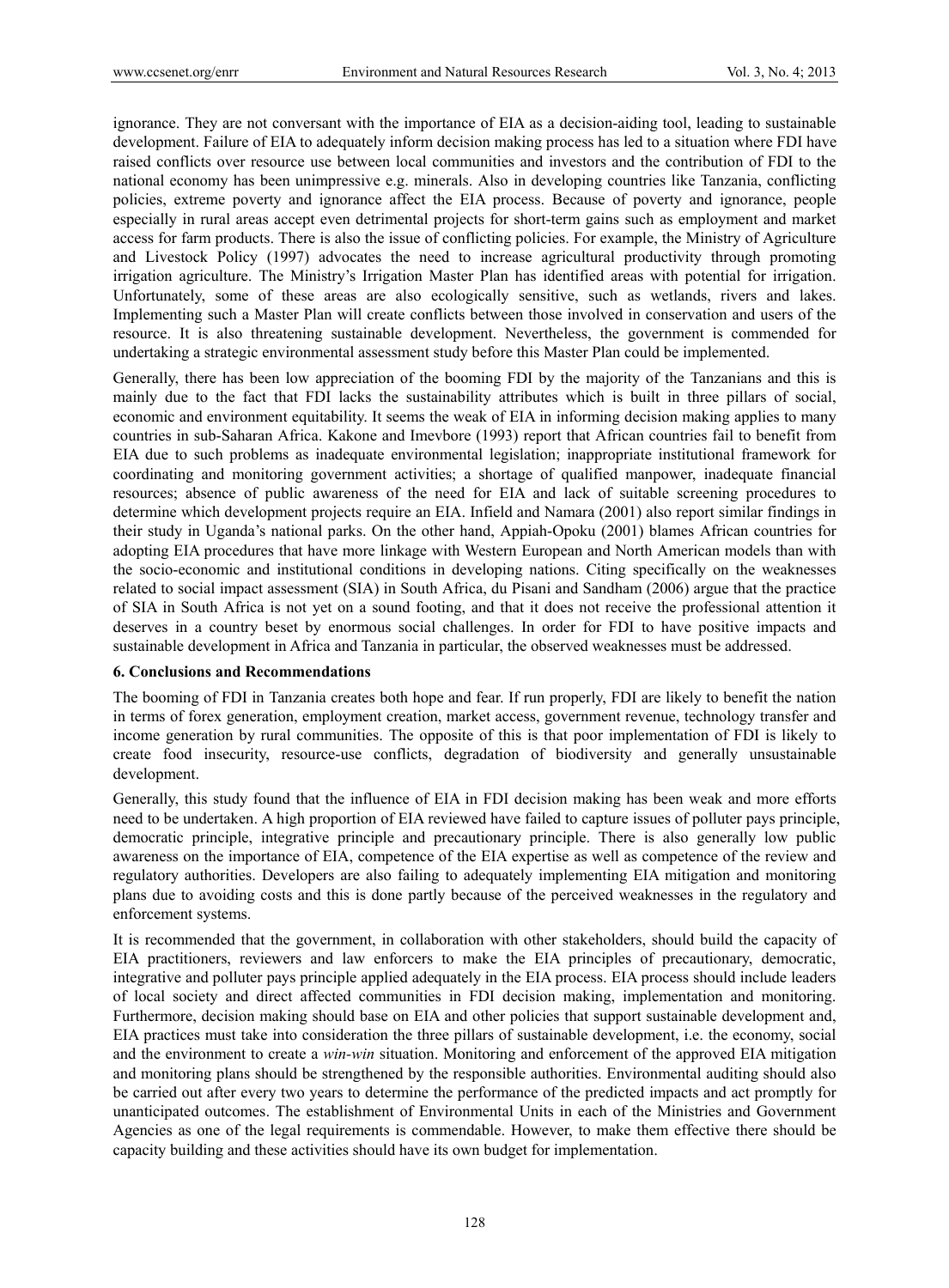ignorance. They are not conversant with the importance of EIA as a decision-aiding tool, leading to sustainable development. Failure of EIA to adequately inform decision making process has led to a situation where FDI have raised conflicts over resource use between local communities and investors and the contribution of FDI to the national economy has been unimpressive e.g. minerals. Also in developing countries like Tanzania, conflicting policies, extreme poverty and ignorance affect the EIA process. Because of poverty and ignorance, people especially in rural areas accept even detrimental projects for short-term gains such as employment and market access for farm products. There is also the issue of conflicting policies. For example, the Ministry of Agriculture and Livestock Policy (1997) advocates the need to increase agricultural productivity through promoting irrigation agriculture. The Ministry's Irrigation Master Plan has identified areas with potential for irrigation. Unfortunately, some of these areas are also ecologically sensitive, such as wetlands, rivers and lakes. Implementing such a Master Plan will create conflicts between those involved in conservation and users of the resource. It is also threatening sustainable development. Nevertheless, the government is commended for undertaking a strategic environmental assessment study before this Master Plan could be implemented.

Generally, there has been low appreciation of the booming FDI by the majority of the Tanzanians and this is mainly due to the fact that FDI lacks the sustainability attributes which is built in three pillars of social, economic and environment equitability. It seems the weak of EIA in informing decision making applies to many countries in sub-Saharan Africa. Kakone and Imevbore (1993) report that African countries fail to benefit from EIA due to such problems as inadequate environmental legislation; inappropriate institutional framework for coordinating and monitoring government activities; a shortage of qualified manpower, inadequate financial resources; absence of public awareness of the need for EIA and lack of suitable screening procedures to determine which development projects require an EIA. Infield and Namara (2001) also report similar findings in their study in Uganda's national parks. On the other hand, Appiah-Opoku (2001) blames African countries for adopting EIA procedures that have more linkage with Western European and North American models than with the socio-economic and institutional conditions in developing nations. Citing specifically on the weaknesses related to social impact assessment (SIA) in South Africa, du Pisani and Sandham (2006) argue that the practice of SIA in South Africa is not yet on a sound footing, and that it does not receive the professional attention it deserves in a country beset by enormous social challenges. In order for FDI to have positive impacts and sustainable development in Africa and Tanzania in particular, the observed weaknesses must be addressed.

## 6. Conclusions and Recommendations

The booming of FDI in Tanzania creates both hope and fear. If run properly, FDI are likely to benefit the nation in terms of forex generation, employment creation, market access, government revenue, technology transfer and income generation by rural communities. The opposite of this is that poor implementation of FDI is likely to create food insecurity, resource-use conflicts, degradation of biodiversity and generally unsustainable development.

Generally, this study found that the influence of EIA in FDI decision making has been weak and more efforts need to be undertaken. A high proportion of EIA reviewed have failed to capture issues of polluter pays principle, democratic principle, integrative principle and precautionary principle. There is also generally low public awareness on the importance of EIA, competence of the EIA expertise as well as competence of the review and regulatory authorities. Developers are also failing to adequately implementing EIA mitigation and monitoring plans due to avoiding costs and this is done partly because of the perceived weaknesses in the regulatory and enforcement systems.

It is recommended that the government, in collaboration with other stakeholders, should build the capacity of EIA practitioners, reviewers and law enforcers to make the EIA principles of precautionary, democratic, integrative and polluter pays principle applied adequately in the EIA process. EIA process should include leaders of local society and direct affected communities in FDI decision making, implementation and monitoring. Furthermore, decision making should base on EIA and other policies that support sustainable development and, EIA practices must take into consideration the three pillars of sustainable development, i.e. the economy, social and the environment to create a *win-win* situation. Monitoring and enforcement of the approved EIA mitigation and monitoring plans should be strengthened by the responsible authorities. Environmental auditing should also be carried out after every two years to determine the performance of the predicted impacts and act promptly for unanticipated outcomes. The establishment of Environmental Units in each of the Ministries and Government Agencies as one of the legal requirements is commendable. However, to make them effective there should be capacity building and these activities should have its own budget for implementation.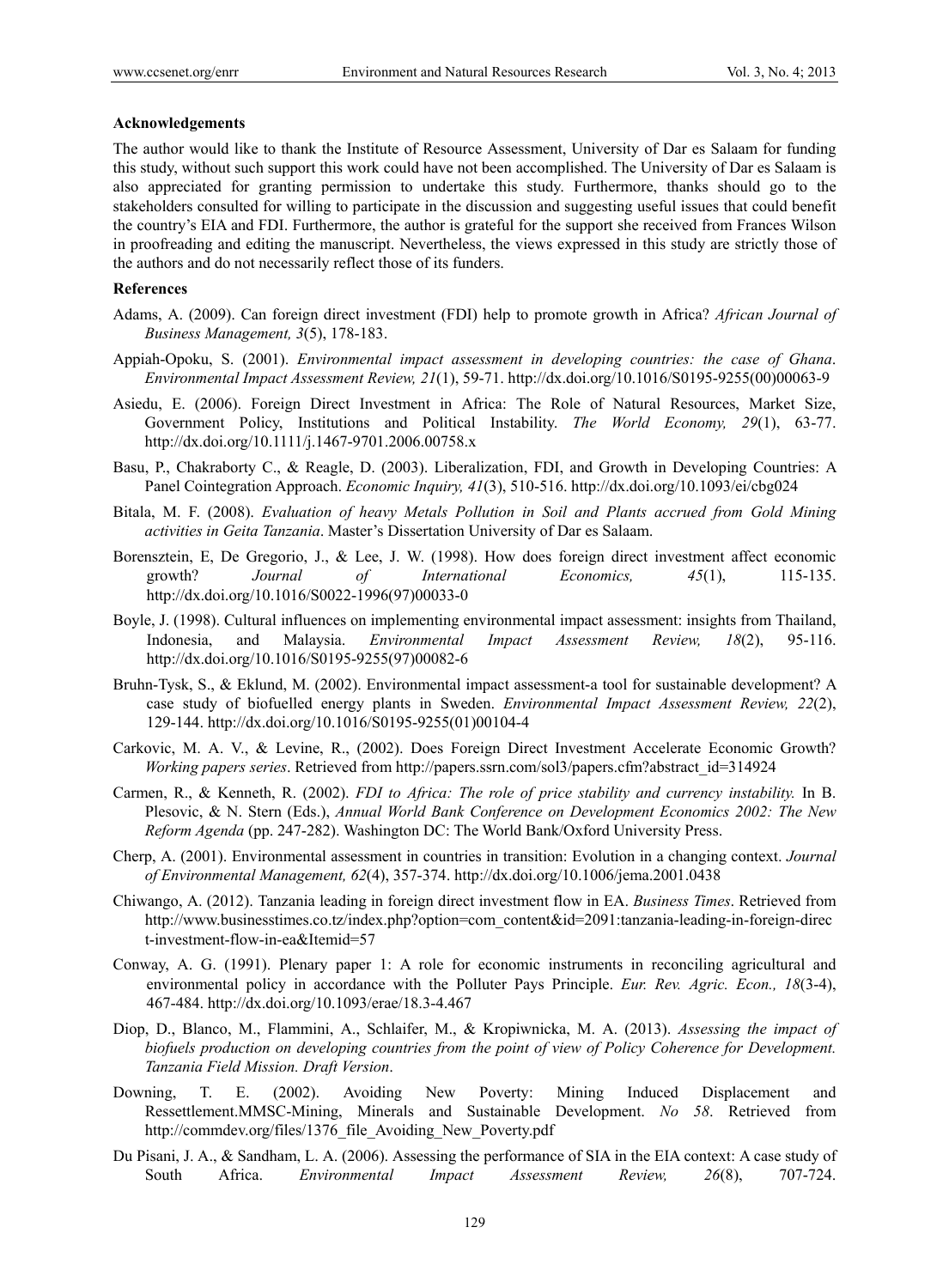### Acknowledgements

The author would like to thank the Institute of Resource Assessment, University of Dar es Salaam for funding this study, without such support this work could have not been accomplished. The University of Dar es Salaam is also appreciated for granting permission to undertake this study. Furthermore, thanks should go to the stakeholders consulted for willing to participate in the discussion and suggesting useful issues that could benefit the country's EIA and FDI. Furthermore, the author is grateful for the support she received from Frances Wilson in proofreading and editing the manuscript. Nevertheless, the views expressed in this study are strictly those of the authors and do not necessarily reflect those of its funders.

### References

Adams, A. (2009). Can foreign direct investment (FDI) help to promote growth in Africa? *African Journal of Business Management, 3*(5), 178-183.

Appiah-Opoku, S. (2001). *Environmental impact assessment in developing countries: the case of Ghana*. *Environmental Impact Assessment Review, 21*(1), 59-71. http://dx.doi.org/10.1016/S0195-9255(00)00063-9

Asiedu, E. (2006). Foreign Direct Investment in Africa: The Role of Natural Resources, Market Size, Government Policy, Institutions and Political Instability. *The World Economy, 29*(1), 63-77. http://dx.doi.org/10.1111/j.1467-9701.2006.00758.x

Basu, P., Chakraborty C., & Reagle, D. (2003). Liberalization, FDI, and Growth in Developing Countries: A Panel Cointegration Approach. *Economic Inquiry, 41*(3), 510-516. http://dx.doi.org/10.1093/ei/cbg024

Bitala, M. F. (2008). *Evaluation of heavy Metals Pollution in Soil and Plants accrued from Gold Mining activities in Geita Tanzania*. Master's Dissertation University of Dar es Salaam.

Borensztein, E, De Gregorio, J., & Lee, J. W. (1998). How does foreign direct investment affect economic growth? *Journal of International Economics, 45*(1), 115-135. http://dx.doi.org/10.1016/S0022-1996(97)00033-0

Boyle, J. (1998). Cultural influences on implementing environmental impact assessment: insights from Thailand, Indonesia, and Malaysia. *Environmental Impact Assessment Review, 18*(2), 95-116. http://dx.doi.org/10.1016/S0195-9255(97)00082-6

Bruhn-Tysk, S., & Eklund, M. (2002). Environmental impact assessment-a tool for sustainable development? A case study of biofuelled energy plants in Sweden. *Environmental Impact Assessment Review, 22*(2), 129-144. http://dx.doi.org/10.1016/S0195-9255(01)00104-4

Carkovic, M. A. V., & Levine, R., (2002). Does Foreign Direct Investment Accelerate Economic Growth? *Working papers series*. Retrieved from http://papers.ssrn.com/sol3/papers.cfm?abstract_id=314924

Carmen, R., & Kenneth, R. (2002). *FDI to Africa: The role of price stability and currency instability.* In B. Plesovic, & N. Stern (Eds.), *Annual World Bank Conference on Development Economics 2002: The New Reform Agenda* (pp. 247-282). Washington DC: The World Bank/Oxford University Press.

Cherp, A. (2001). Environmental assessment in countries in transition: Evolution in a changing context. *Journal of Environmental Management, 62*(4), 357-374. http://dx.doi.org/10.1006/jema.2001.0438

Chiwango, A. (2012). Tanzania leading in foreign direct investment flow in EA. *Business Times*. Retrieved from http://www.businesstimes.co.tz/index.php?option=com_content&id=2091:tanzania-leading-in-foreign-direct-investment-flow-in-ea&Itemid=57

Conway, A. G. (1991). Plenary paper 1: A role for economic instruments in reconciling agricultural and environmental policy in accordance with the Polluter Pays Principle. *Eur. Rev. Agric. Econ., 18*(3-4), 467-484. http://dx.doi.org/10.1093/erae/18.3-4.467

Diop, D., Blanco, M., Flammini, A., Schlaifer, M., & Kropiwnicka, M. A. (2013). *Assessing the impact of biofuels production on developing countries from the point of view of Policy Coherence for Development. Tanzania Field Mission. Draft Version*.

Downing, T. E. (2002). Avoiding New Poverty: Mining Induced Displacement and Ressettlement.MMSC-Mining, Minerals and Sustainable Development. *No 58*. Retrieved from http://commdev.org/files/1376_file_Avoiding_New_Poverty.pdf

Du Pisani, J. A., & Sandham, L. A. (2006). Assessing the performance of SIA in the EIA context: A case study of South Africa. *Environmental Impact Assessment Review, 26*(8), 707-724.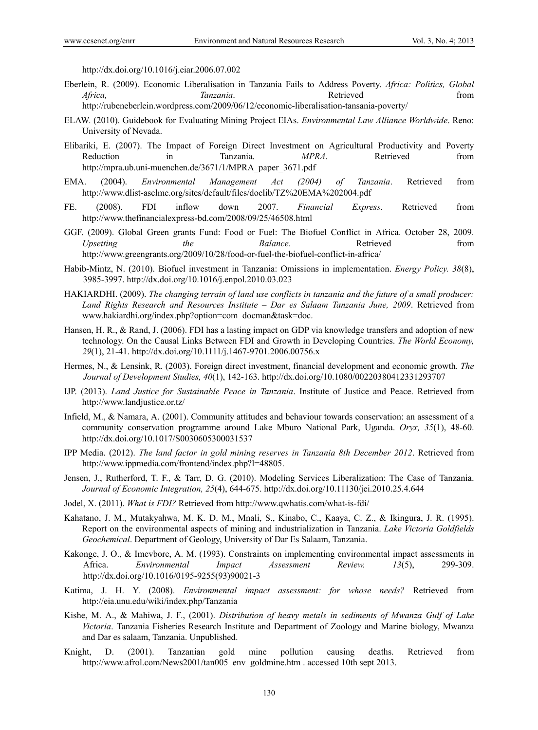http://dx.doi.org/10.1016/j.eiar.2006.07.002

Eberlein, R. (2009). Economic Liberalisation in Tanzania Fails to Address Poverty. *Africa: Politics, Global Africa, Tanzania*. Retrieved from http://rubeneberlein.wordpress.com/2009/06/12/economic-liberalisation-tansania-poverty/

ELAW. (2010). Guidebook for Evaluating Mining Project EIAs. *Environmental Law Alliance Worldwide*. Reno: University of Nevada.

Elibariki, E. (2007). The Impact of Foreign Direct Investment on Agricultural Productivity and Poverty Reduction in Tanzania. *MPRA*. Retrieved from http://mpra.ub.uni-muenchen.de/3671/1/MPRA_paper_3671.pdf

EMA. (2004). *Environmental Management Act (2004) of Tanzania*. Retrieved from http://www.dlist-asclme.org/sites/default/files/doclib/TZ%20EMA%202004.pdf

FE. (2008). FDI inflow down 2007. *Financial Express*. Retrieved from http://www.thefinancialexpress-bd.com/2008/09/25/46508.html

GGF. (2009). Global Green grants Fund: Food or Fuel: The Biofuel Conflict in Africa. October 28, 2009. *Upsetting the Balance*. Retrieved from http://www.greengrants.org/2009/10/28/food-or-fuel-the-biofuel-conflict-in-africa/

Habib-Mintz, N. (2010). Biofuel investment in Tanzania: Omissions in implementation. *Energy Policy. 38*(8), 3985-3997. http://dx.doi.org/10.1016/j.enpol.2010.03.023

HAKIARDHI. (2009). *The changing terrain of land use conflicts in tanzania and the future of a small producer: Land Rights Research and Resources Institute – Dar es Salaam Tanzania June, 2009*. Retrieved from www.hakiardhi.org/index.php?option=com_docman&task=doc.

Hansen, H. R., & Rand, J. (2006). FDI has a lasting impact on GDP via knowledge transfers and adoption of new technology. On the Causal Links Between FDI and Growth in Developing Countries. *The World Economy, 29*(1), 21-41. http://dx.doi.org/10.1111/j.1467-9701.2006.00756.x

Hermes, N., & Lensink, R. (2003). Foreign direct investment, financial development and economic growth. *The Journal of Development Studies, 40*(1), 142-163. http://dx.doi.org/10.1080/00220380412331293707

IJP. (2013). *Land Justice for Sustainable Peace in Tanzania*. Institute of Justice and Peace. Retrieved from http://www.landjustice.or.tz/

Infield, M., & Namara, A. (2001). Community attitudes and behaviour towards conservation: an assessment of a community conservation programme around Lake Mburo National Park, Uganda. *Oryx, 35*(1), 48-60. http://dx.doi.org/10.1017/S0030605300031537

IPP Media. (2012). *The land factor in gold mining reserves in Tanzania 8th December 2012*. Retrieved from http://www.ippmedia.com/frontend/index.php?l=48805.

Jensen, J., Rutherford, T. F., & Tarr, D. G. (2010). Modeling Services Liberalization: The Case of Tanzania. *Journal of Economic Integration, 25*(4), 644-675. http://dx.doi.org/10.11130/jei.2010.25.4.644

Jodel, X. (2011). *What is FDI?* Retrieved from http://www.qwhatis.com/what-is-fdi/

Kahatano, J. M., Mutakyahwa, M. K. D. M., Mnali, S., Kinabo, C., Kaaya, C. Z., & Ikingura, J. R. (1995). Report on the environmental aspects of mining and industrialization in Tanzania. *Lake Victoria Goldfields Geochemical*. Department of Geology, University of Dar Es Salaam, Tanzania.

Kakonge, J. O., & Imevbore, A. M. (1993). Constraints on implementing environmental impact assessments in Africa. *Environmental Impact Assessment Review. 13*(5), 299-309. http://dx.doi.org/10.1016/0195-9255(93)90021-3

Katima, J. H. Y. (2008). *Environmental impact assessment: for whose needs?* Retrieved from http://eia.unu.edu/wiki/index.php/Tanzania

Kishe, M. A., & Mahiwa, J. F., (2001). *Distribution of heavy metals in sediments of Mwanza Gulf of Lake Victoria*. Tanzania Fisheries Research Institute and Department of Zoology and Marine biology, Mwanza and Dar es salaam, Tanzania. Unpublished.

Knight, D. (2001). Tanzanian gold mine pollution causing deaths. Retrieved from http://www.afrol.com/News2001/tan005_env_goldmine.htm . accessed 10th sept 2013.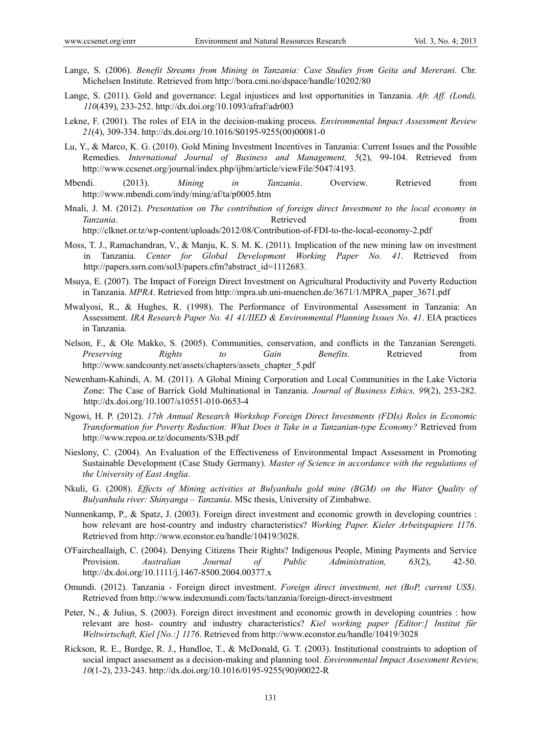Lange, S. (2006). *Benefit Streams from Mining in Tanzania: Case Studies from Geita and Mererani*. Chr. Michelsen Institute. Retrieved from http://bora.cmi.no/dspace/handle/10202/80

Lange, S. (2011). Gold and governance: Legal injustices and lost opportunities in Tanzania. *Afr. Aff. (Lond), 110*(439), 233-252. http://dx.doi.org/10.1093/afraf/adr003

Lekne, F. (2001). The roles of EIA in the decision-making process. *Environmental Impact Assessment Review 21*(4), 309-334. http://dx.doi.org/10.1016/S0195-9255(00)00081-0

Lu, Y., & Marco, K. G. (2010). Gold Mining Investment Incentives in Tanzania: Current Issues and the Possible Remedies. *International Journal of Business and Management, 5*(2), 99-104. Retrieved from http://www.ccsenet.org/journal/index.php/ijbm/article/viewFile/5047/4193.

Mbendi. (2013). *Mining in Tanzania*. Overview. Retrieved from http://www.mbendi.com/indy/ming/af/ta/p0005.htm

Mnali, J. M. (2012). *Presentation on The contribution of foreign direct Investment to the local economy in Tanzania*. Retrieved from http://clknet.or.tz/wp-content/uploads/2012/08/Contribution-of-FDI-to-the-local-economy-2.pdf

Moss, T. J., Ramachandran, V., & Manju, K. S. M. K. (2011). Implication of the new mining law on investment in Tanzania. *Center for Global Development Working Paper No. 41*. Retrieved from http://papers.ssrn.com/sol3/papers.cfm?abstract_id=1112683.

Msuya, E. (2007). The Impact of Foreign Direct Investment on Agricultural Productivity and Poverty Reduction in Tanzania. *MPRA*. Retrieved from http://mpra.ub.uni-muenchen.de/3671/1/MPRA_paper_3671.pdf

Mwalyosi, R., & Hughes, R. (1998). The Performance of Environmental Assessment in Tanzania: An Assessment. *IRA Research Paper No. 41 41/IIED & Environmental Planning Issues No. 41*. EIA practices in Tanzania.

Nelson, F., & Ole Makko, S. (2005). Communities, conservation, and conflicts in the Tanzanian Serengeti. *Preserving Rights to Gain Benefits*. Retrieved from http://www.sandcounty.net/assets/chapters/assets_chapter_5.pdf

Newenham-Kahindi, A. M. (2011). A Global Mining Corporation and Local Communities in the Lake Victoria Zone: The Case of Barrick Gold Multinational in Tanzania. *Journal of Business Ethics, 99*(2), 253-282. http://dx.doi.org/10.1007/s10551-010-0653-4

Ngowi, H. P. (2012). *17th Annual Research Workshop Foreign Direct Investments (FDIs) Roles in Economic Transformation for Poverty Reduction: What Does it Take in a Tanzanian-type Economy?* Retrieved from http://www.repoa.or.tz/documents/S3B.pdf

Nieslony, C. (2004). An Evaluation of the Effectiveness of Environmental Impact Assessment in Promoting Sustainable Development (Case Study Germany). *Master of Science in accordance with the regulations of the University of East Anglia*.

Nkuli, G. (2008). *Effects of Mining activities at Bulyanhulu gold mine (BGM) on the Water Quality of Bulyanhulu river: Shinyanga – Tanzania*. MSc thesis, University of Zimbabwe.

Nunnenkamp, P., & Spatz, J. (2003). Foreign direct investment and economic growth in developing countries : how relevant are host-country and industry characteristics? *Working Paper. Kieler Arbeitspapiere 1176*. Retrieved from http://www.econstor.eu/handle/10419/3028.

O'Faircheallaigh, C. (2004). Denying Citizens Their Rights? Indigenous People, Mining Payments and Service Provision. *Australian Journal of Public Administration, 63*(2), 42-50. http://dx.doi.org/10.1111/j.1467-8500.2004.00377.x

Omundi. (2012). Tanzania - Foreign direct investment. *Foreign direct investment, net (BoP, current US$)*. Retrieved from http://www.indexmundi.com/facts/tanzania/foreign-direct-investment

Peter, N., & Julius, S. (2003). Foreign direct investment and economic growth in developing countries : how relevant are host- country and industry characteristics? *Kiel working paper [Editor:] Institut für Weltwirtschaft, Kiel [No.:] 1176*. Retrieved from http://www.econstor.eu/handle/10419/3028

Rickson, R. E., Burdge, R. J., Hundloe, T., & McDonald, G. T. (2003). Institutional constraints to adoption of social impact assessment as a decision-making and planning tool. *Environmental Impact Assessment Review, 10*(1-2), 233-243. http://dx.doi.org/10.1016/0195-9255(90)90022-R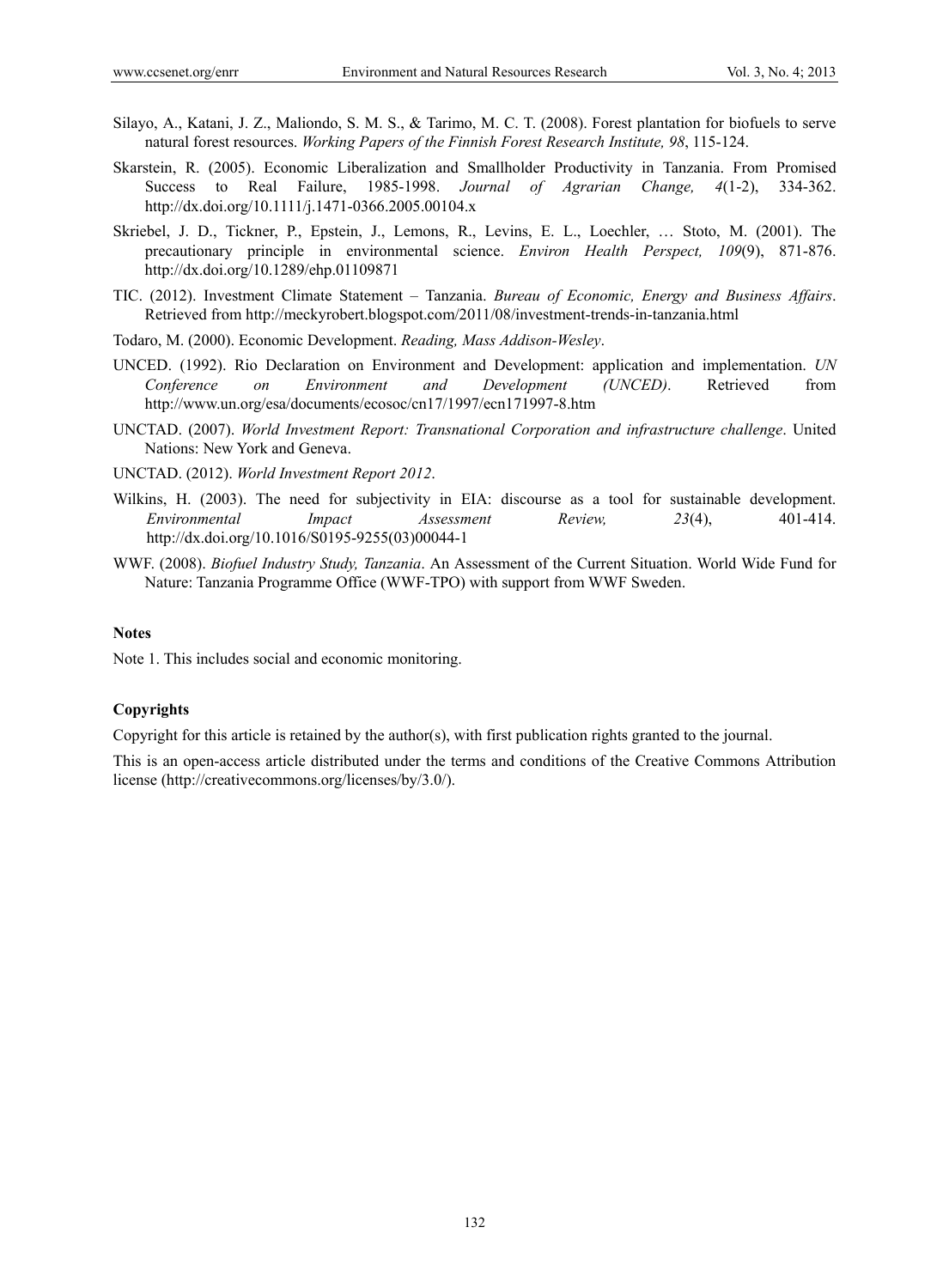Silayo, A., Katani, J. Z., Maliondo, S. M. S., & Tarimo, M. C. T. (2008). Forest plantation for biofuels to serve natural forest resources. *Working Papers of the Finnish Forest Research Institute, 98*, 115-124.

Skarstein, R. (2005). Economic Liberalization and Smallholder Productivity in Tanzania. From Promised Success to Real Failure, 1985-1998. *Journal of Agrarian Change, 4*(1-2), 334-362. http://dx.doi.org/10.1111/j.1471-0366.2005.00104.x

Skriebel, J. D., Tickner, P., Epstein, J., Lemons, R., Levins, E. L., Loechler, … Stoto, M. (2001). The precautionary principle in environmental science. *Environ Health Perspect, 109*(9), 871-876. http://dx.doi.org/10.1289/ehp.01109871

TIC. (2012). Investment Climate Statement – Tanzania. *Bureau of Economic, Energy and Business Affairs*. Retrieved from http://meckyrobert.blogspot.com/2011/08/investment-trends-in-tanzania.html

Todaro, M. (2000). Economic Development. *Reading, Mass Addison-Wesley*.

UNCED. (1992). Rio Declaration on Environment and Development: application and implementation. *UN Conference on Environment and Development (UNCED)*. Retrieved from http://www.un.org/esa/documents/ecosoc/cn17/1997/ecn171997-8.htm

UNCTAD. (2007). *World Investment Report: Transnational Corporation and infrastructure challenge*. United Nations: New York and Geneva.

UNCTAD. (2012). *World Investment Report 2012*.

Wilkins, H. (2003). The need for subjectivity in EIA: discourse as a tool for sustainable development. *Environmental Impact Assessment Review, 23*(4), 401-414. http://dx.doi.org/10.1016/S0195-9255(03)00044-1

WWF. (2008). *Biofuel Industry Study, Tanzania*. An Assessment of the Current Situation. World Wide Fund for Nature: Tanzania Programme Office (WWF-TPO) with support from WWF Sweden.

## Notes

Note 1. This includes social and economic monitoring.

## Copyrights

Copyright for this article is retained by the author(s), with first publication rights granted to the journal.

This is an open-access article distributed under the terms and conditions of the Creative Commons Attribution license (http://creativecommons.org/licenses/by/3.0/).